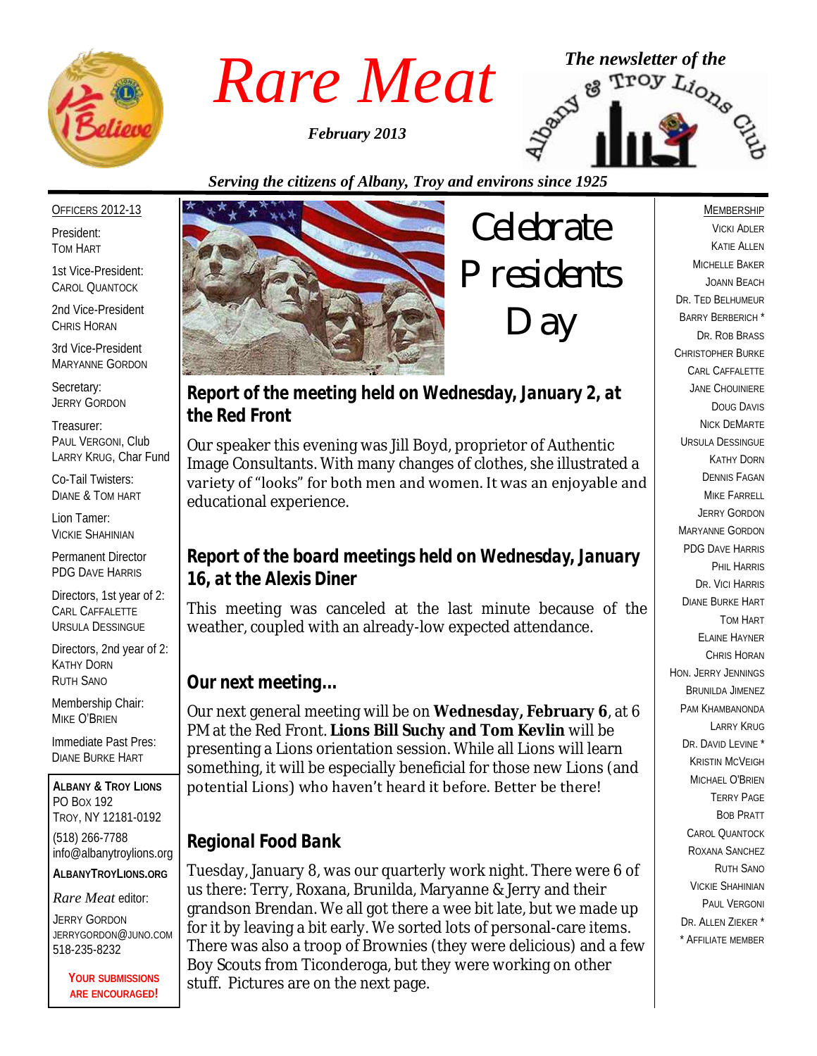# Rare Meat

*February 2013*

*The newsletter of the Albany & Troy Lions Club*

*Serving the citizens of Albany, Troy and environs since 1925*

OFFICERS 2012-13

President:
TOM HART

1st Vice-President:
CAROL QUANTOCK

2nd Vice-President
CHRIS HORAN

3rd Vice-President
MARYANNE GORDON

Secretary:
JERRY GORDON

Treasurer:
PAUL VERGONI, Club
LARRY KRUG, Char Fund

Co-Tail Twisters:
DIANE & TOM HART

Lion Tamer:
VICKIE SHAHINIAN

Permanent Director
PDG DAVE HARRIS

Directors, 1st year of 2:
CARL CAFFALETTE
URSULA DESSINGUE

Directors, 2nd year of 2:
KATHY DORN
RUTH SANO

Membership Chair:
MIKE O'BRIEN

Immediate Past Pres:
DIANE BURKE HART

**ALBANY & TROY LIONS**
PO BOX 192
TROY, NY 12181-0192
(518) 266-7788
info@albanytroylions.org
**ALBANYTROYLIONS.ORG**

*Rare Meat* editor:
JERRY GORDON
JERRYGORDON@JUNO.COM
518-235-8232

**YOUR SUBMISSIONS ARE ENCOURAGED!**

Celebrate Presidents Day

## Report of the meeting held on Wednesday, January 2, at the Red Front

Our speaker this evening was Jill Boyd, proprietor of Authentic Image Consultants. With many changes of clothes, she illustrated a variety of "looks" for both men and women. It was an enjoyable and educational experience.

## Report of the board meetings held on Wednesday, January 16, at the Alexis Diner

This meeting was canceled at the last minute because of the weather, coupled with an already-low expected attendance.

## Our next meeting…

Our next general meeting will be on **Wednesday, February 6**, at 6 PM at the Red Front. **Lions Bill Suchy and Tom Kevlin** will be presenting a Lions orientation session. While all Lions will learn something, it will be especially beneficial for those new Lions (and potential Lions) who haven't heard it before. Better be there!

## Regional Food Bank

Tuesday, January 8, was our quarterly work night. There were 6 of us there: Terry, Roxana, Brunilda, Maryanne & Jerry and their grandson Brendan. We all got there a wee bit late, but we made up for it by leaving a bit early. We sorted lots of personal-care items. There was also a troop of Brownies (they were delicious) and a few Boy Scouts from Ticonderoga, but they were working on other stuff. Pictures are on the next page.

MEMBERSHIP

VICKI ADLER
KATIE ALLEN
MICHELLE BAKER
JOANN BEACH
DR. TED BELHUMEUR
BARRY BERBERICH *
DR. ROB BRASS
CHRISTOPHER BURKE
CARL CAFFALETTE
JANE CHOUINIERE
DOUG DAVIS
NICK DEMARTE
URSULA DESSINGUE
KATHY DORN
DENNIS FAGAN
MIKE FARRELL
JERRY GORDON
MARYANNE GORDON
PDG DAVE HARRIS
PHIL HARRIS
DR. VICI HARRIS
DIANE BURKE HART
TOM HART
ELAINE HAYNER
CHRIS HORAN
HON. JERRY JENNINGS
BRUNILDA JIMENEZ
PAM KHAMBANONDA
LARRY KRUG
DR. DAVID LEVINE *
KRISTIN MCVEIGH
MICHAEL O'BRIEN
TERRY PAGE
BOB PRATT
CAROL QUANTOCK
ROXANA SANCHEZ
RUTH SANO
VICKIE SHAHINIAN
PAUL VERGONI
DR. ALLEN ZIEKER *

* AFFILIATE MEMBER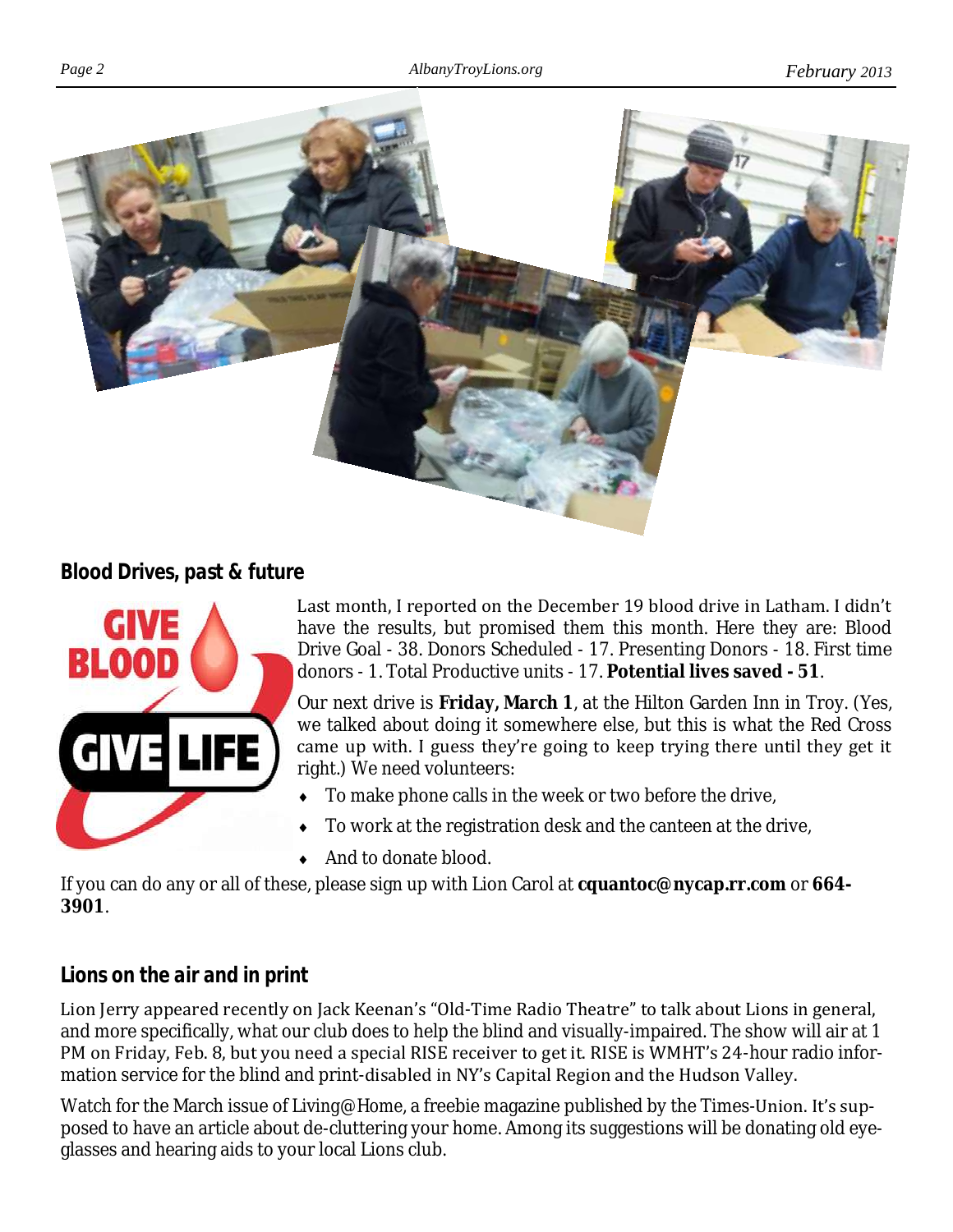## Blood Drives, past & future

Last month, I reported on the December 19 blood drive in Latham. I didn't have the results, but promised them this month. Here they are: Blood Drive Goal - 38. Donors Scheduled - 17. Presenting Donors - 18. First time donors - 1. Total Productive units - 17. **Potential lives saved - 51**.

Our next drive is **Friday, March 1**, at the Hilton Garden Inn in Troy. (Yes, we talked about doing it somewhere else, but this is what the Red Cross came up with. I guess they're going to keep trying there until they get it right.) We need volunteers:

- To make phone calls in the week or two before the drive,
- To work at the registration desk and the canteen at the drive,
- And to donate blood.

If you can do any or all of these, please sign up with Lion Carol at **cquantoc@nycap.rr.com** or **664-3901**.

## Lions on the air and in print

Lion Jerry appeared recently on Jack Keenan's "Old-Time Radio Theatre" to talk about Lions in general, and more specifically, what our club does to help the blind and visually-impaired. The show will air at 1 PM on Friday, Feb. 8, but you need a special RISE receiver to get it. RISE is WMHT's 24-hour radio information service for the blind and print-disabled in NY's Capital Region and the Hudson Valley.

Watch for the March issue of Living@Home, a freebie magazine published by the Times-Union. It's supposed to have an article about de-cluttering your home. Among its suggestions will be donating old eyeglasses and hearing aids to your local Lions club.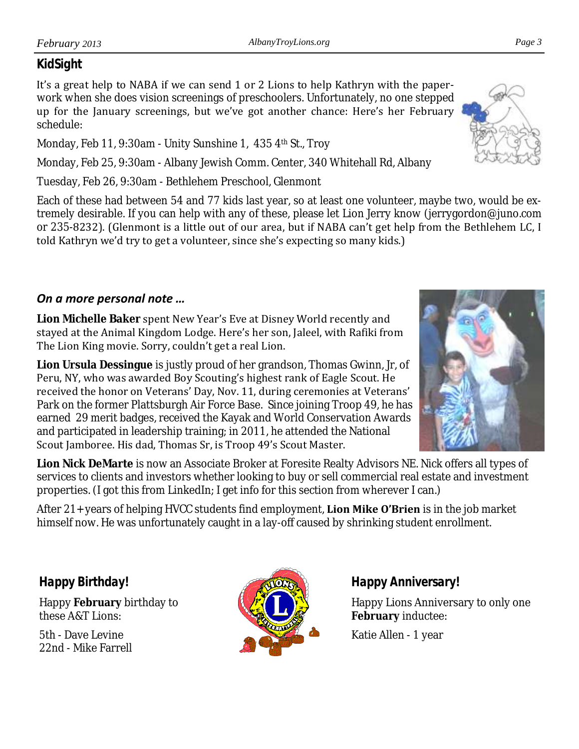## KidSight

It's a great help to NABA if we can send 1 or 2 Lions to help Kathryn with the paperwork when she does vision screenings of preschoolers. Unfortunately, no one stepped up for the January screenings, but we've got another chance: Here's her February schedule:

Monday, Feb 11, 9:30am - Unity Sunshine 1, 435 4th St., Troy

Monday, Feb 25, 9:30am - Albany Jewish Comm. Center, 340 Whitehall Rd, Albany

Tuesday, Feb 26, 9:30am - Bethlehem Preschool, Glenmont

Each of these had between 54 and 77 kids last year, so at least one volunteer, maybe two, would be extremely desirable. If you can help with any of these, please let Lion Jerry know (jerrygordon@juno.com or 235-8232). (Glenmont is a little out of our area, but if NABA can't get help from the Bethlehem LC, I told Kathryn we'd try to get a volunteer, since she's expecting so many kids.)

### *On a more personal note …*

**Lion Michelle Baker** spent New Year's Eve at Disney World recently and stayed at the Animal Kingdom Lodge. Here's her son, Jaleel, with Rafiki from The Lion King movie. Sorry, couldn't get a real Lion.

**Lion Ursula Dessingue** is justly proud of her grandson, Thomas Gwinn, Jr, of Peru, NY, who was awarded Boy Scouting's highest rank of Eagle Scout. He received the honor on Veterans' Day, Nov. 11, during ceremonies at Veterans' Park on the former Plattsburgh Air Force Base. Since joining Troop 49, he has earned 29 merit badges, received the Kayak and World Conservation Awards and participated in leadership training; in 2011, he attended the National Scout Jamboree. His dad, Thomas Sr, is Troop 49's Scout Master.

**Lion Nick DeMarte** is now an Associate Broker at Foresite Realty Advisors NE. Nick offers all types of services to clients and investors whether looking to buy or sell commercial real estate and investment properties. (I got this from LinkedIn; I get info for this section from wherever I can.)

After 21+ years of helping HVCC students find employment, **Lion Mike O'Brien** is in the job market himself now. He was unfortunately caught in a lay-off caused by shrinking student enrollment.

### *Happy Birthday!*

Happy **February** birthday to these A&T Lions:

5th - Dave Levine
22nd - Mike Farrell

### *Happy Anniversary!*

Happy Lions Anniversary to only one **February** inductee:

Katie Allen - 1 year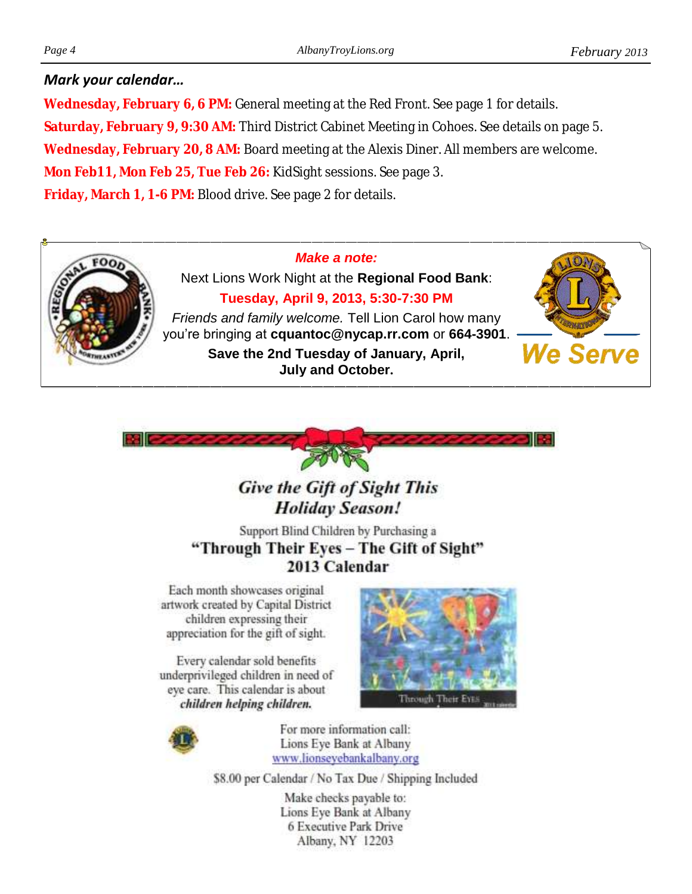***Mark your calendar…***

**Wednesday, February 6, 6 PM:** General meeting at the Red Front. See page 1 for details.

**Saturday, February 9, 9:30 AM:** Third District Cabinet Meeting in Cohoes. See details on page 5.

**Wednesday, February 20, 8 AM:** Board meeting at the Alexis Diner. All members are welcome.

**Mon Feb11, Mon Feb 25, Tue Feb 26:** KidSight sessions. See page 3.

**Friday, March 1, 1-6 PM:** Blood drive. See page 2 for details.

***Make a note:***

Next Lions Work Night at the **Regional Food Bank**:

**Tuesday, April 9, 2013, 5:30-7:30 PM**

*Friends and family welcome.* Tell Lion Carol how many you're bringing at **cquantoc@nycap.rr.com** or **664-3901**.

**Save the 2nd Tuesday of January, April, July and October.**

We Serve

## *Give the Gift of Sight This Holiday Season!*

Support Blind Children by Purchasing a

**"Through Their Eyes – The Gift of Sight" 2013 Calendar**

Each month showcases original artwork created by Capital District children expressing their appreciation for the gift of sight.

Every calendar sold benefits underprivileged children in need of eye care. This calendar is about ***children helping children.***

For more information call:
Lions Eye Bank at Albany
www.lionseyebankalbany.org

$8.00 per Calendar / No Tax Due / Shipping Included

Make checks payable to:
Lions Eye Bank at Albany
6 Executive Park Drive
Albany, NY 12203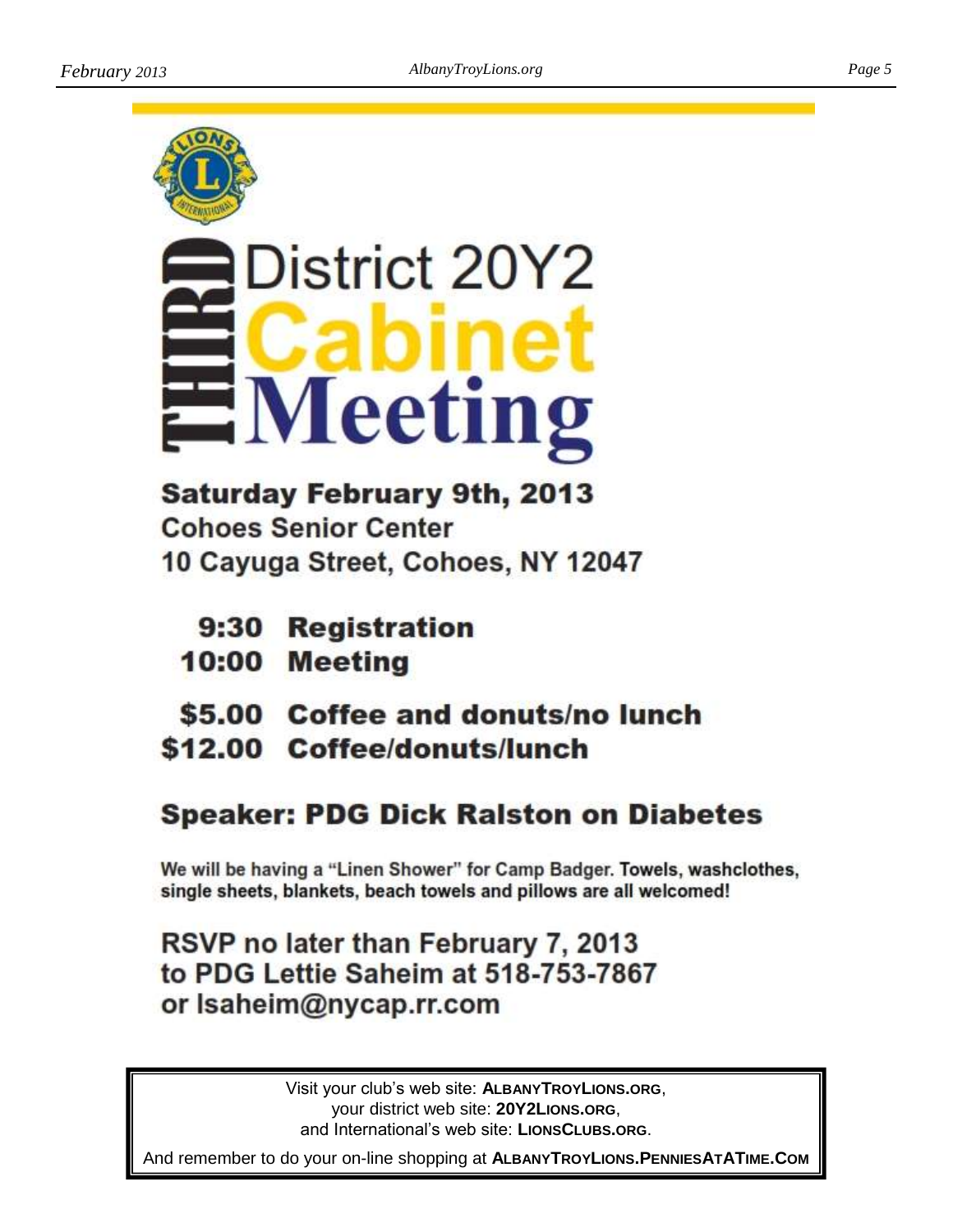# THIRD District 20Y2 Cabinet Meeting

**Saturday February 9th, 2013**
**Cohoes Senior Center**
**10 Cayuga Street, Cohoes, NY 12047**

**9:30 Registration**
**10:00 Meeting**

**$5.00 Coffee and donuts/no lunch**
**$12.00 Coffee/donuts/lunch**

## Speaker: PDG Dick Ralston on Diabetes

We will be having a "Linen Shower" for Camp Badger. **Towels, washclothes, single sheets, blankets, beach towels and pillows are all welcomed!**

**RSVP no later than February 7, 2013 to PDG Lettie Saheim at 518-753-7867 or lsaheim@nycap.rr.com**

---

Visit your club's web site: **ALBANYTROYLIONS.ORG**,
your district web site: **20Y2LIONS.ORG**,
and International's web site: **LIONSCLUBS.ORG**.

And remember to do your on-line shopping at **ALBANYTROYLIONS.PENNIESATATIME.COM**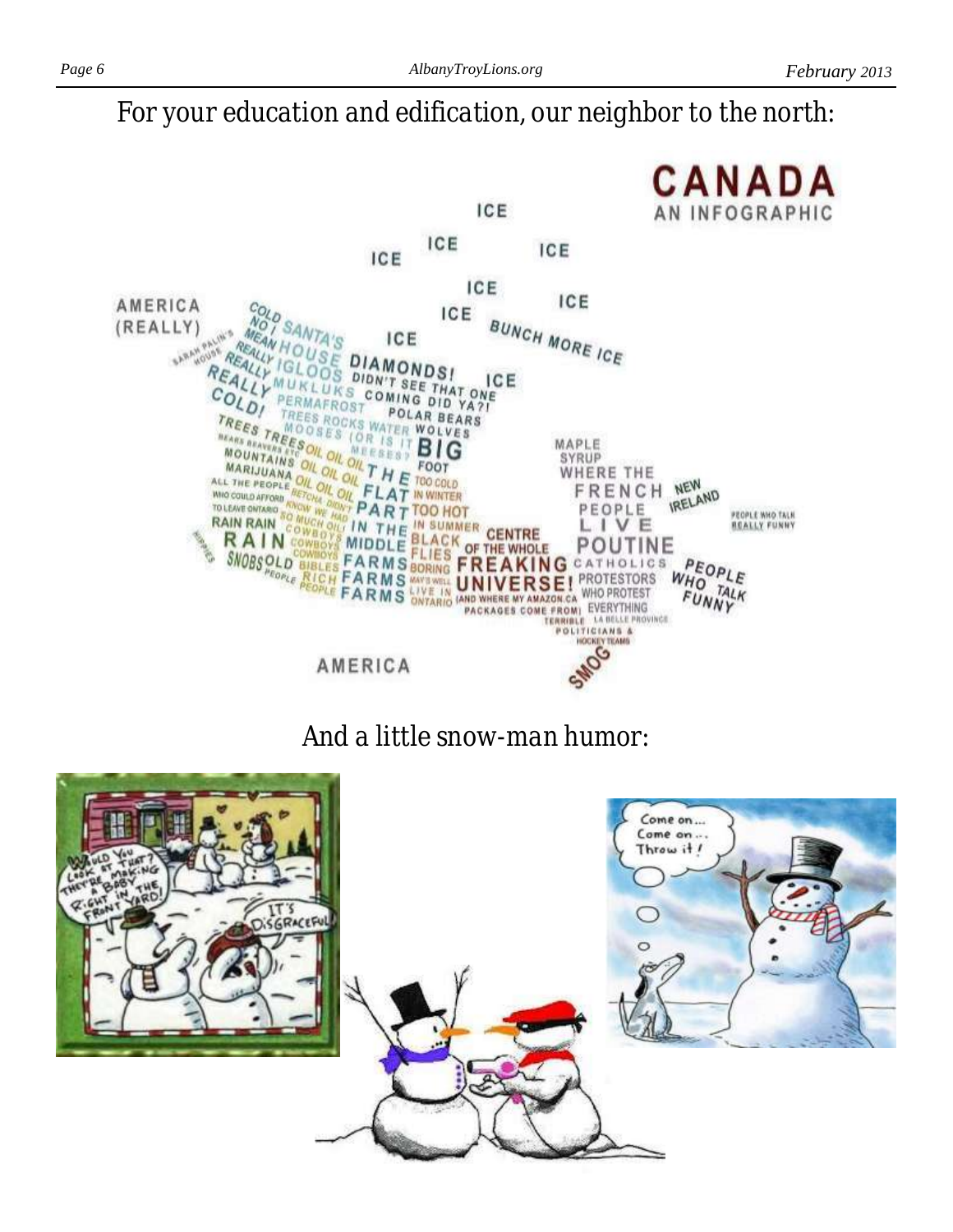For your education and edification, our neighbor to the north:

And a little snow-man humor: